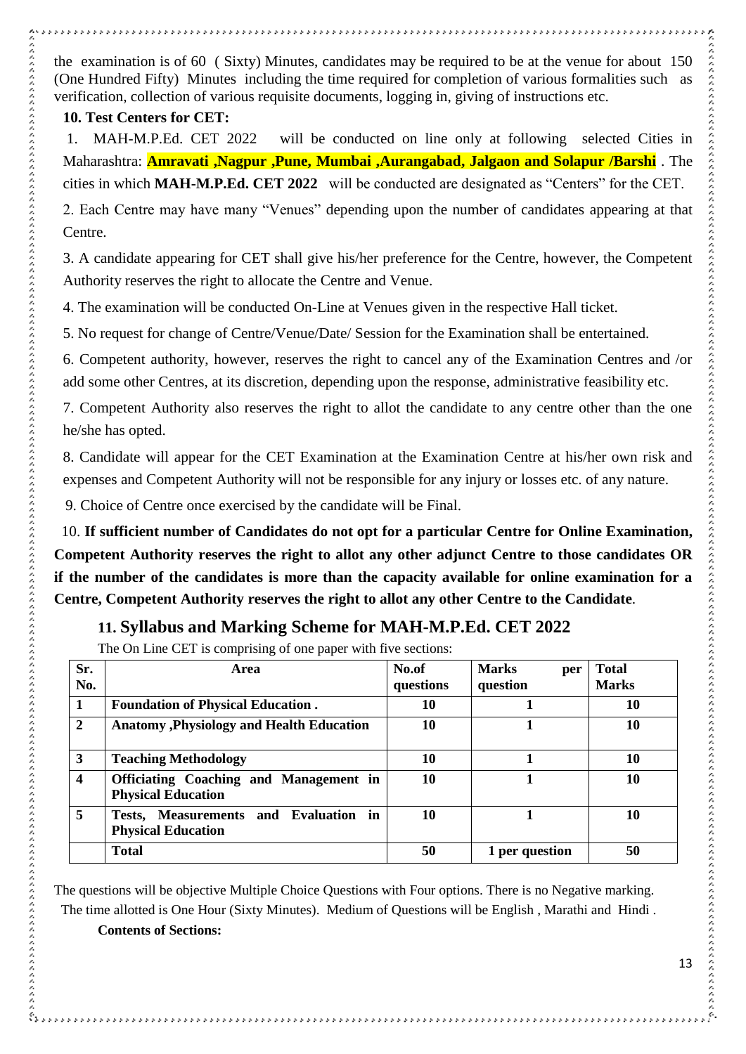the examination is of 60 ( Sixty) Minutes, candidates may be required to be at the venue for about 150 (One Hundred Fifty) Minutes including the time required for completion of various formalities such as verification, collection of various requisite documents, logging in, giving of instructions etc.

**10. Test Centers for CET:**

1. MAH-M.P.Ed. CET 2022 will be conducted on line only at following selected Cities in Maharashtra: **Amravati ,Nagpur ,Pune, Mumbai ,Aurangabad, Jalgaon and Solapur /Barshi** . The cities in which **MAH-M.P.Ed. CET 2022** will be conducted are designated as "Centers" for the CET.

2. Each Centre may have many "Venues" depending upon the number of candidates appearing at that Centre.

3. A candidate appearing for CET shall give his/her preference for the Centre, however, the Competent Authority reserves the right to allocate the Centre and Venue.

4. The examination will be conducted On-Line at Venues given in the respective Hall ticket.

5. No request for change of Centre/Venue/Date/ Session for the Examination shall be entertained.

6. Competent authority, however, reserves the right to cancel any of the Examination Centres and /or add some other Centres, at its discretion, depending upon the response, administrative feasibility etc.

7. Competent Authority also reserves the right to allot the candidate to any centre other than the one he/she has opted.

8. Candidate will appear for the CET Examination at the Examination Centre at his/her own risk and expenses and Competent Authority will not be responsible for any injury or losses etc. of any nature.

9. Choice of Centre once exercised by the candidate will be Final.

10. **If sufficient number of Candidates do not opt for a particular Centre for Online Examination, Competent Authority reserves the right to allot any other adjunct Centre to those candidates OR if the number of the candidates is more than the capacity available for online examination for a Centre, Competent Authority reserves the right to allot any other Centre to the Candidate**.

## 11. Syllabus and Marking Scheme for MAH-M.P.Ed. CET 2022

The On Line CET is comprising of one paper with five sections:

| Sr. No. | Area | No.of questions | Marks per question | Total Marks |
|---|---|---|---|---|
| 1 | Foundation of Physical Education . | 10 | 1 | 10 |
| 2 | Anatomy ,Physiology and Health Education | 10 | 1 | 10 |
| 3 | Teaching Methodology | 10 | 1 | 10 |
| 4 | Officiating Coaching and Management in Physical Education | 10 | 1 | 10 |
| 5 | Tests, Measurements and Evaluation in Physical Education | 10 | 1 | 10 |
| | Total | 50 | 1 per question | 50 |

The questions will be objective Multiple Choice Questions with Four options. There is no Negative marking.

The time allotted is One Hour (Sixty Minutes). Medium of Questions will be English , Marathi and Hindi .

**Contents of Sections:**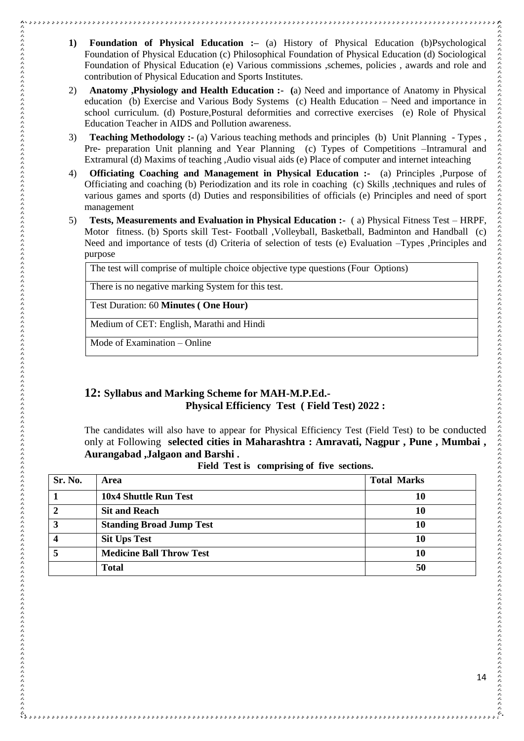1) **Foundation of Physical Education :–** (a) History of Physical Education (b)Psychological Foundation of Physical Education (c) Philosophical Foundation of Physical Education (d) Sociological Foundation of Physical Education (e) Various commissions ,schemes, policies , awards and role and contribution of Physical Education and Sports Institutes.
2) **Anatomy ,Physiology and Health Education :- (**a) Need and importance of Anatomy in Physical education (b) Exercise and Various Body Systems (c) Health Education – Need and importance in school curriculum. (d) Posture,Postural deformities and corrective exercises (e) Role of Physical Education Teacher in AIDS and Pollution awareness.
3) **Teaching Methodology :-** (a) Various teaching methods and principles (b) Unit Planning - Types , Pre- preparation Unit planning and Year Planning (c) Types of Competitions –Intramural and Extramural (d) Maxims of teaching ,Audio visual aids (e) Place of computer and internet inteaching
4) **Officiating Coaching and Management in Physical Education :-** (a) Principles ,Purpose of Officiating and coaching (b) Periodization and its role in coaching (c) Skills ,techniques and rules of various games and sports (d) Duties and responsibilities of officials (e) Principles and need of sport management
5) **Tests, Measurements and Evaluation in Physical Education :-** ( a) Physical Fitness Test – HRPF, Motor fitness. (b) Sports skill Test- Football ,Volleyball, Basketball, Badminton and Handball (c) Need and importance of tests (d) Criteria of selection of tests (e) Evaluation –Types ,Principles and purpose

| |
|---|
| The test will comprise of multiple choice objective type questions (Four Options) |
| There is no negative marking System for this test. |
| Test Duration: 60 **Minutes ( One Hour)** |
| Medium of CET: English, Marathi and Hindi |
| Mode of Examination – Online |

## 12: Syllabus and Marking Scheme for MAH-M.P.Ed.- Physical Efficiency Test ( Field Test) 2022 :

The candidates will also have to appear for Physical Efficiency Test (Field Test) to be conducted only at Following **selected cities in Maharashtra : Amravati, Nagpur , Pune , Mumbai , Aurangabad ,Jalgaon and Barshi .**

**Field Test is comprising of five sections.**

| Sr. No. | Area | Total Marks |
|---|---|---|
| **1** | **10x4 Shuttle Run Test** | **10** |
| **2** | **Sit and Reach** | **10** |
| **3** | **Standing Broad Jump Test** | **10** |
| **4** | **Sit Ups Test** | **10** |
| **5** | **Medicine Ball Throw Test** | **10** |
| | **Total** | **50** |